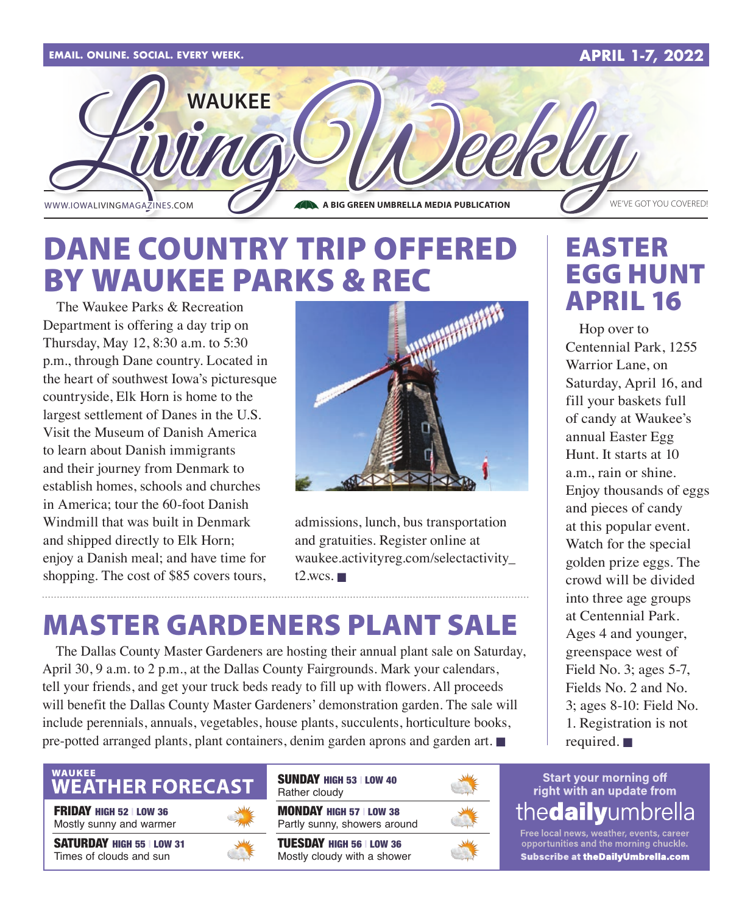EMAIL. ONLINE. SOCIAL. EVERY WEEK. APRIL 1-7, 2022

# WAUKEE Living Weekly

WWW.IOWALIVINGMAGAZINES.COM — A BIG GREEN UMBRELLA MEDIA PUBLICATION — WE'VE GOT YOU COVERED!

## DANE COUNTRY TRIP OFFERED BY WAUKEE PARKS & REC

The Waukee Parks & Recreation Department is offering a day trip on Thursday, May 12, 8:30 a.m. to 5:30 p.m., through Dane country. Located in the heart of southwest Iowa's picturesque countryside, Elk Horn is home to the largest settlement of Danes in the U.S. Visit the Museum of Danish America to learn about Danish immigrants and their journey from Denmark to establish homes, schools and churches in America; tour the 60-foot Danish Windmill that was built in Denmark and shipped directly to Elk Horn; enjoy a Danish meal; and have time for shopping. The cost of $85 covers tours, admissions, lunch, bus transportation and gratuities. Register online at waukee.activityreg.com/selectactivity_t2.wcs. ■

## MASTER GARDENERS PLANT SALE

The Dallas County Master Gardeners are hosting their annual plant sale on Saturday, April 30, 9 a.m. to 2 p.m., at the Dallas County Fairgrounds. Mark your calendars, tell your friends, and get your truck beds ready to fill up with flowers. All proceeds will benefit the Dallas County Master Gardeners' demonstration garden. The sale will include perennials, annuals, vegetables, house plants, succulents, horticulture books, pre-potted arranged plants, plant containers, denim garden aprons and garden art. ■

## EASTER EGG HUNT APRIL 16

Hop over to Centennial Park, 1255 Warrior Lane, on Saturday, April 16, and fill your baskets full of candy at Waukee's annual Easter Egg Hunt. It starts at 10 a.m., rain or shine. Enjoy thousands of eggs and pieces of candy at this popular event. Watch for the special golden prize eggs. The crowd will be divided into three age groups at Centennial Park. Ages 4 and younger, greenspace west of Field No. 3; ages 5-7, Fields No. 2 and No. 3; ages 8-10: Field No. 1. Registration is not required. ■

## WAUKEE WEATHER FORECAST

**FRIDAY** HIGH 52 | LOW 36
Mostly sunny and warmer

**SATURDAY** HIGH 55 | LOW 31
Times of clouds and sun

**SUNDAY** HIGH 53 | LOW 40
Rather cloudy

**MONDAY** HIGH 57 | LOW 38
Partly sunny, showers around

**TUESDAY** HIGH 56 | LOW 36
Mostly cloudy with a shower

Start your morning off right with an update from **thedailyumbrella**

Free local news, weather, events, career opportunities and the morning chuckle.
**Subscribe at theDailyUmbrella.com**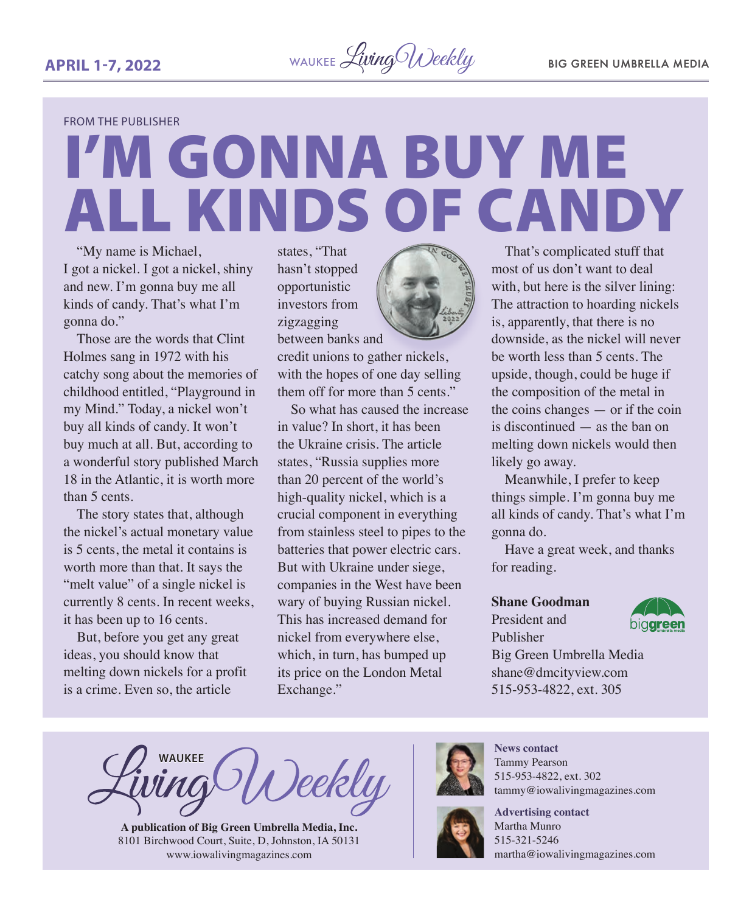FROM THE PUBLISHER

# I'M GONNA BUY ME ALL KINDS OF CANDY

"My name is Michael, I got a nickel. I got a nickel, shiny and new. I'm gonna buy me all kinds of candy. That's what I'm gonna do."

Those are the words that Clint Holmes sang in 1972 with his catchy song about the memories of childhood entitled, "Playground in my Mind." Today, a nickel won't buy all kinds of candy. It won't buy much at all. But, according to a wonderful story published March 18 in the Atlantic, it is worth more than 5 cents.

The story states that, although the nickel's actual monetary value is 5 cents, the metal it contains is worth more than that. It says the "melt value" of a single nickel is currently 8 cents. In recent weeks, it has been up to 16 cents.

But, before you get any great ideas, you should know that melting down nickels for a profit is a crime. Even so, the article states, "That hasn't stopped opportunistic investors from zigzagging between banks and credit unions to gather nickels, with the hopes of one day selling them off for more than 5 cents."

So what has caused the increase in value? In short, it has been the Ukraine crisis. The article states, "Russia supplies more than 20 percent of the world's high-quality nickel, which is a crucial component in everything from stainless steel to pipes to the batteries that power electric cars. But with Ukraine under siege, companies in the West have been wary of buying Russian nickel. This has increased demand for nickel from everywhere else, which, in turn, has bumped up its price on the London Metal Exchange."

That's complicated stuff that most of us don't want to deal with, but here is the silver lining: The attraction to hoarding nickels is, apparently, that there is no downside, as the nickel will never be worth less than 5 cents. The upside, though, could be huge if the composition of the metal in the coins changes — or if the coin is discontinued — as the ban on melting down nickels would then likely go away.

Meanwhile, I prefer to keep things simple. I'm gonna buy me all kinds of candy. That's what I'm gonna do.

Have a great week, and thanks for reading.

**Shane Goodman**
President and Publisher
Big Green Umbrella Media
shane@dmcityview.com
515-953-4822, ext. 305

---

WAUKEE Living Weekly

**A publication of Big Green Umbrella Media, Inc.**
8101 Birchwood Court, Suite, D, Johnston, IA 50131
www.iowalivingmagazines.com

**News contact**
Tammy Pearson
515-953-4822, ext. 302
tammy@iowalivingmagazines.com

**Advertising contact**
Martha Munro
515-321-5246
martha@iowalivingmagazines.com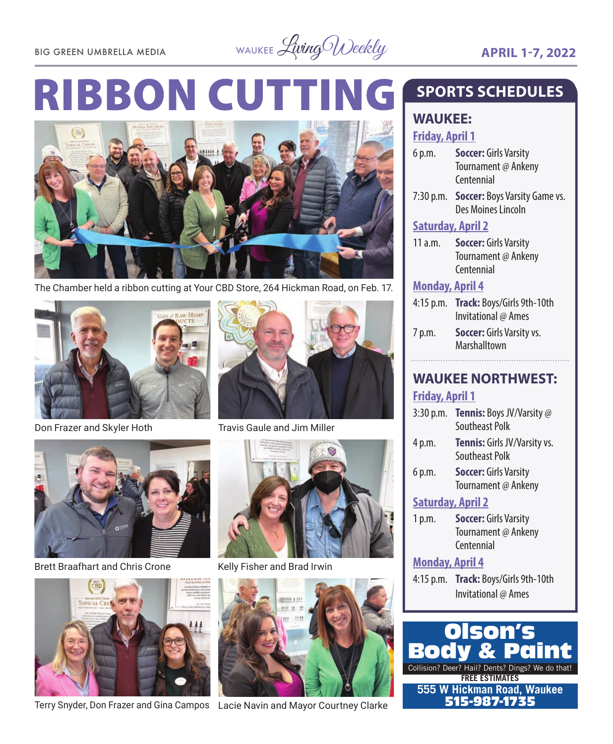# RIBBON CUTTING

The Chamber held a ribbon cutting at Your CBD Store, 264 Hickman Road, on Feb. 17.

Don Frazer and Skyler Hoth

Travis Gaule and Jim Miller

Brett Braafhart and Chris Crone

Kelly Fisher and Brad Irwin

Terry Snyder, Don Frazer and Gina Campos

Lacie Navin and Mayor Courtney Clarke

## SPORTS SCHEDULES

### WAUKEE:

**Friday, April 1**

6 p.m. **Soccer:** Girls Varsity Tournament @ Ankeny Centennial

7:30 p.m. **Soccer:** Boys Varsity Game vs. Des Moines Lincoln

**Saturday, April 2**

11 a.m. **Soccer:** Girls Varsity Tournament @ Ankeny Centennial

**Monday, April 4**

4:15 p.m. **Track:** Boys/Girls 9th-10th Invitational @ Ames

7 p.m. **Soccer:** Girls Varsity vs. Marshalltown

### WAUKEE NORTHWEST:

**Friday, April 1**

3:30 p.m. **Tennis:** Boys JV/Varsity @ Southeast Polk

4 p.m. **Tennis:** Girls JV/Varsity vs. Southeast Polk

6 p.m. **Soccer:** Girls Varsity Tournament @ Ankeny

**Saturday, April 2**

1 p.m. **Soccer:** Girls Varsity Tournament @ Ankeny Centennial

**Monday, April 4**

4:15 p.m. **Track:** Boys/Girls 9th-10th Invitational @ Ames

**Olson's Body & Paint**

Collision? Deer? Hail? Dents? Dings? We do that!

FREE ESTIMATES

555 W Hickman Road, Waukee

515-987-1735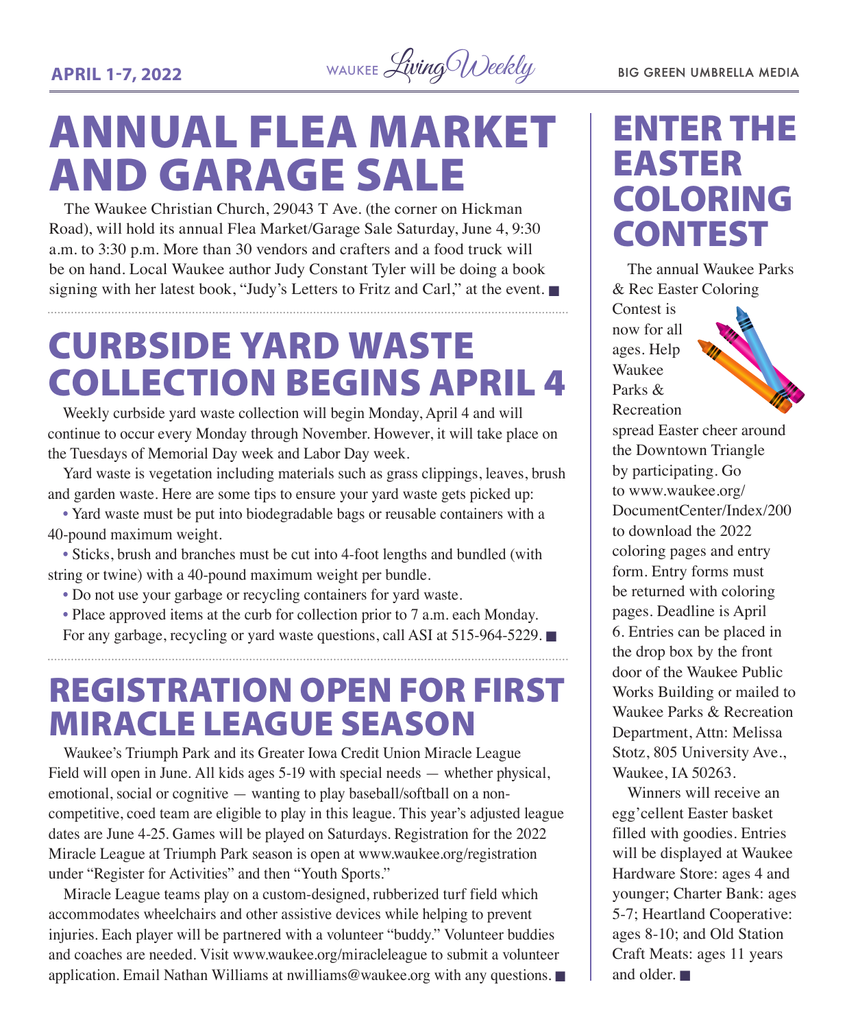# ANNUAL FLEA MARKET AND GARAGE SALE

The Waukee Christian Church, 29043 T Ave. (the corner on Hickman Road), will hold its annual Flea Market/Garage Sale Saturday, June 4, 9:30 a.m. to 3:30 p.m. More than 30 vendors and crafters and a food truck will be on hand. Local Waukee author Judy Constant Tyler will be doing a book signing with her latest book, "Judy's Letters to Fritz and Carl," at the event. ■

# CURBSIDE YARD WASTE COLLECTION BEGINS APRIL 4

Weekly curbside yard waste collection will begin Monday, April 4 and will continue to occur every Monday through November. However, it will take place on the Tuesdays of Memorial Day week and Labor Day week.

Yard waste is vegetation including materials such as grass clippings, leaves, brush and garden waste. Here are some tips to ensure your yard waste gets picked up:

- Yard waste must be put into biodegradable bags or reusable containers with a 40-pound maximum weight.
- Sticks, brush and branches must be cut into 4-foot lengths and bundled (with string or twine) with a 40-pound maximum weight per bundle.
- Do not use your garbage or recycling containers for yard waste.
- Place approved items at the curb for collection prior to 7 a.m. each Monday.

For any garbage, recycling or yard waste questions, call ASI at 515-964-5229. ■

# REGISTRATION OPEN FOR FIRST MIRACLE LEAGUE SEASON

Waukee's Triumph Park and its Greater Iowa Credit Union Miracle League Field will open in June. All kids ages 5-19 with special needs — whether physical, emotional, social or cognitive — wanting to play baseball/softball on a non-competitive, coed team are eligible to play in this league. This year's adjusted league dates are June 4-25. Games will be played on Saturdays. Registration for the 2022 Miracle League at Triumph Park season is open at www.waukee.org/registration under "Register for Activities" and then "Youth Sports."

Miracle League teams play on a custom-designed, rubberized turf field which accommodates wheelchairs and other assistive devices while helping to prevent injuries. Each player will be partnered with a volunteer "buddy." Volunteer buddies and coaches are needed. Visit www.waukee.org/miracleleague to submit a volunteer application. Email Nathan Williams at nwilliams@waukee.org with any questions. ■

# ENTER THE EASTER COLORING CONTEST

The annual Waukee Parks & Rec Easter Coloring Contest is now for all ages. Help Waukee Parks & Recreation spread Easter cheer around the Downtown Triangle by participating. Go to www.waukee.org/DocumentCenter/Index/200 to download the 2022 coloring pages and entry form. Entry forms must be returned with coloring pages. Deadline is April 6. Entries can be placed in the drop box by the front door of the Waukee Public Works Building or mailed to Waukee Parks & Recreation Department, Attn: Melissa Stotz, 805 University Ave., Waukee, IA 50263.

Winners will receive an egg'cellent Easter basket filled with goodies. Entries will be displayed at Waukee Hardware Store: ages 4 and younger; Charter Bank: ages 5-7; Heartland Cooperative: ages 8-10; and Old Station Craft Meats: ages 11 years and older. ■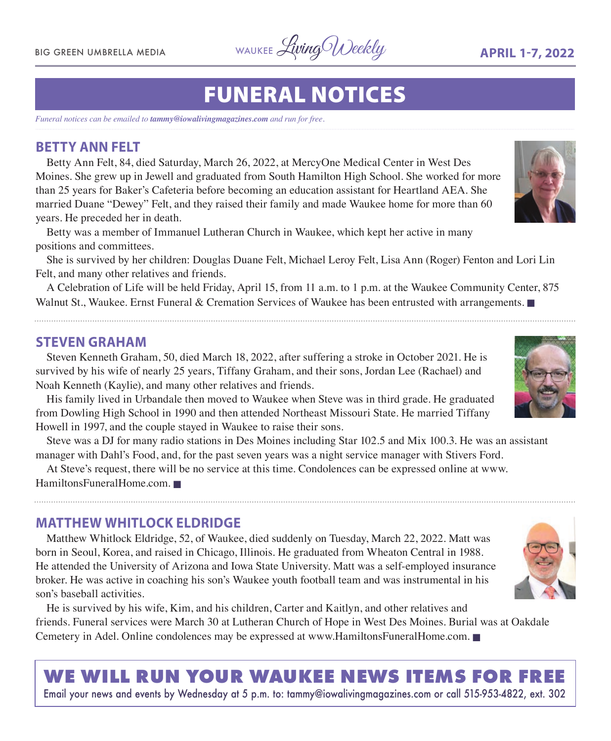# FUNERAL NOTICES

*Funeral notices can be emailed to **tammy@iowalivingmagazines.com** and run for free.*

## BETTY ANN FELT

Betty Ann Felt, 84, died Saturday, March 26, 2022, at MercyOne Medical Center in West Des Moines. She grew up in Jewell and graduated from South Hamilton High School. She worked for more than 25 years for Baker's Cafeteria before becoming an education assistant for Heartland AEA. She married Duane "Dewey" Felt, and they raised their family and made Waukee home for more than 60 years. He preceded her in death.

Betty was a member of Immanuel Lutheran Church in Waukee, which kept her active in many positions and committees.

She is survived by her children: Douglas Duane Felt, Michael Leroy Felt, Lisa Ann (Roger) Fenton and Lori Lin Felt, and many other relatives and friends.

A Celebration of Life will be held Friday, April 15, from 11 a.m. to 1 p.m. at the Waukee Community Center, 875 Walnut St., Waukee. Ernst Funeral & Cremation Services of Waukee has been entrusted with arrangements. ■

## STEVEN GRAHAM

Steven Kenneth Graham, 50, died March 18, 2022, after suffering a stroke in October 2021. He is survived by his wife of nearly 25 years, Tiffany Graham, and their sons, Jordan Lee (Rachael) and Noah Kenneth (Kaylie), and many other relatives and friends.

His family lived in Urbandale then moved to Waukee when Steve was in third grade. He graduated from Dowling High School in 1990 and then attended Northeast Missouri State. He married Tiffany Howell in 1997, and the couple stayed in Waukee to raise their sons.

Steve was a DJ for many radio stations in Des Moines including Star 102.5 and Mix 100.3. He was an assistant manager with Dahl's Food, and, for the past seven years was a night service manager with Stivers Ford.

At Steve's request, there will be no service at this time. Condolences can be expressed online at www.HamiltonsFuneralHome.com. ■

## MATTHEW WHITLOCK ELDRIDGE

Matthew Whitlock Eldridge, 52, of Waukee, died suddenly on Tuesday, March 22, 2022. Matt was born in Seoul, Korea, and raised in Chicago, Illinois. He graduated from Wheaton Central in 1988. He attended the University of Arizona and Iowa State University. Matt was a self-employed insurance broker. He was active in coaching his son's Waukee youth football team and was instrumental in his son's baseball activities.

He is survived by his wife, Kim, and his children, Carter and Kaitlyn, and other relatives and friends. Funeral services were March 30 at Lutheran Church of Hope in West Des Moines. Burial was at Oakdale Cemetery in Adel. Online condolences may be expressed at www.HamiltonsFuneralHome.com. ■

**WE WILL RUN YOUR WAUKEE NEWS ITEMS FOR FREE**

Email your news and events by Wednesday at 5 p.m. to: tammy@iowalivingmagazines.com or call 515-953-4822, ext. 302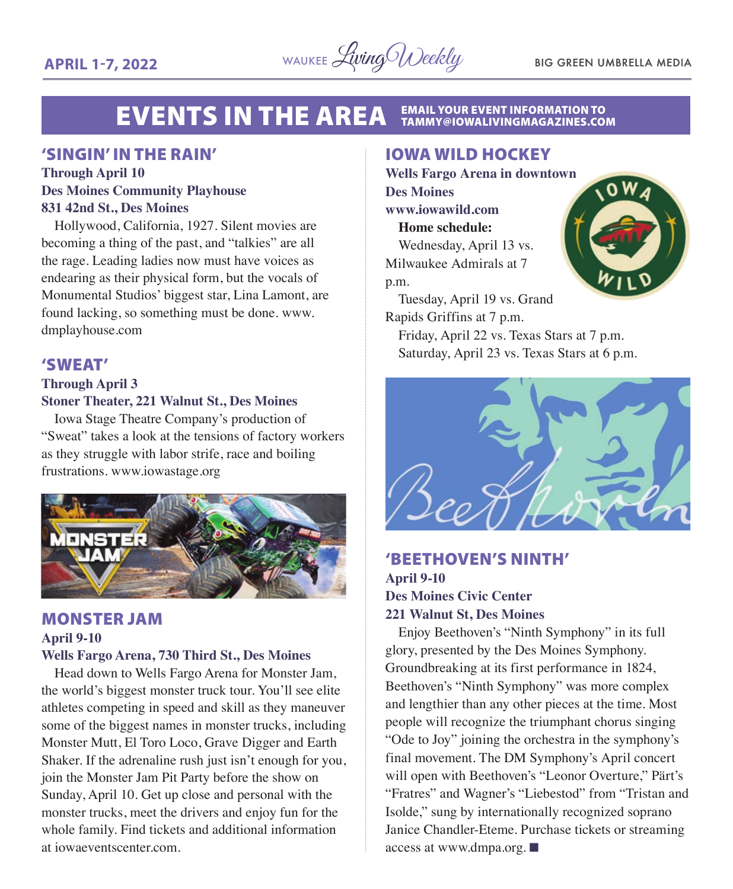# EVENTS IN THE AREA

**EMAIL YOUR EVENT INFORMATION TO TAMMY@IOWALIVINGMAGAZINES.COM**

## 'SINGIN' IN THE RAIN'

**Through April 10**
**Des Moines Community Playhouse**
**831 42nd St., Des Moines**

Hollywood, California, 1927. Silent movies are becoming a thing of the past, and "talkies" are all the rage. Leading ladies now must have voices as endearing as their physical form, but the vocals of Monumental Studios' biggest star, Lina Lamont, are found lacking, so something must be done. www.dmplayhouse.com

## 'SWEAT'

**Through April 3**
**Stoner Theater, 221 Walnut St., Des Moines**

Iowa Stage Theatre Company's production of "Sweat" takes a look at the tensions of factory workers as they struggle with labor strife, race and boiling frustrations. www.iowastage.org

## MONSTER JAM

**April 9-10**
**Wells Fargo Arena, 730 Third St., Des Moines**

Head down to Wells Fargo Arena for Monster Jam, the world's biggest monster truck tour. You'll see elite athletes competing in speed and skill as they maneuver some of the biggest names in monster trucks, including Monster Mutt, El Toro Loco, Grave Digger and Earth Shaker. If the adrenaline rush just isn't enough for you, join the Monster Jam Pit Party before the show on Sunday, April 10. Get up close and personal with the monster trucks, meet the drivers and enjoy fun for the whole family. Find tickets and additional information at iowaeventscenter.com.

## IOWA WILD HOCKEY

**Wells Fargo Arena in downtown Des Moines**
**www.iowawild.com**

**Home schedule:**

Wednesday, April 13 vs. Milwaukee Admirals at 7 p.m.

Tuesday, April 19 vs. Grand Rapids Griffins at 7 p.m.

Friday, April 22 vs. Texas Stars at 7 p.m.

Saturday, April 23 vs. Texas Stars at 6 p.m.

## 'BEETHOVEN'S NINTH'

**April 9-10**
**Des Moines Civic Center**
**221 Walnut St, Des Moines**

Enjoy Beethoven's "Ninth Symphony" in its full glory, presented by the Des Moines Symphony. Groundbreaking at its first performance in 1824, Beethoven's "Ninth Symphony" was more complex and lengthier than any other pieces at the time. Most people will recognize the triumphant chorus singing "Ode to Joy" joining the orchestra in the symphony's final movement. The DM Symphony's April concert will open with Beethoven's "Leonor Overture," Pärt's "Fratres" and Wagner's "Liebestod" from "Tristan and Isolde," sung by internationally recognized soprano Janice Chandler-Eteme. Purchase tickets or streaming access at www.dmpa.org. ■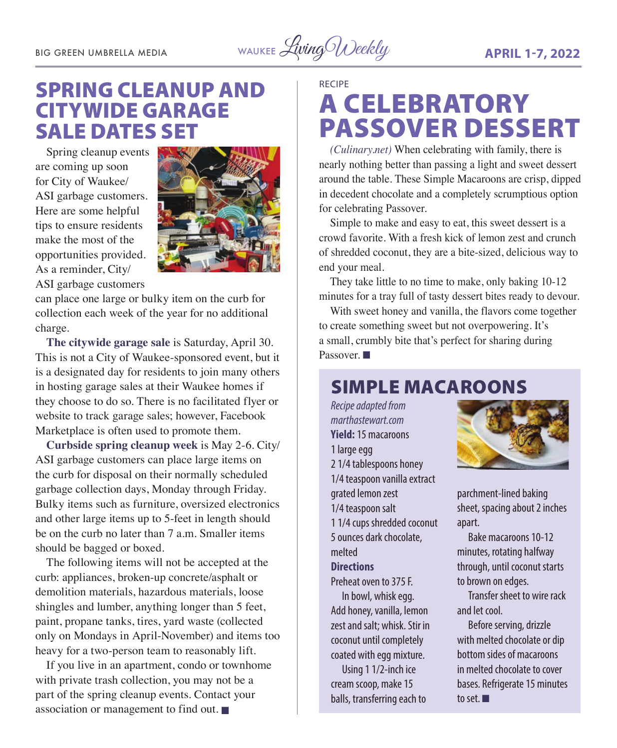# SPRING CLEANUP AND CITYWIDE GARAGE SALE DATES SET

Spring cleanup events are coming up soon for City of Waukee/ ASI garbage customers. Here are some helpful tips to ensure residents make the most of the opportunities provided. As a reminder, City/ ASI garbage customers can place one large or bulky item on the curb for collection each week of the year for no additional charge.

**The citywide garage sale** is Saturday, April 30. This is not a City of Waukee-sponsored event, but it is a designated day for residents to join many others in hosting garage sales at their Waukee homes if they choose to do so. There is no facilitated flyer or website to track garage sales; however, Facebook Marketplace is often used to promote them.

**Curbside spring cleanup week** is May 2-6. City/ ASI garbage customers can place large items on the curb for disposal on their normally scheduled garbage collection days, Monday through Friday. Bulky items such as furniture, oversized electronics and other large items up to 5-feet in length should be on the curb no later than 7 a.m. Smaller items should be bagged or boxed.

The following items will not be accepted at the curb: appliances, broken-up concrete/asphalt or demolition materials, hazardous materials, loose shingles and lumber, anything longer than 5 feet, paint, propane tanks, tires, yard waste (collected only on Mondays in April-November) and items too heavy for a two-person team to reasonably lift.

If you live in an apartment, condo or townhome with private trash collection, you may not be a part of the spring cleanup events. Contact your association or management to find out. ■

RECIPE

# A CELEBRATORY PASSOVER DESSERT

*(Culinary.net)* When celebrating with family, there is nearly nothing better than passing a light and sweet dessert around the table. These Simple Macaroons are crisp, dipped in decedent chocolate and a completely scrumptious option for celebrating Passover.

Simple to make and easy to eat, this sweet dessert is a crowd favorite. With a fresh kick of lemon zest and crunch of shredded coconut, they are a bite-sized, delicious way to end your meal.

They take little to no time to make, only baking 10-12 minutes for a tray full of tasty dessert bites ready to devour.

With sweet honey and vanilla, the flavors come together to create something sweet but not overpowering. It's a small, crumbly bite that's perfect for sharing during Passover. ■

## SIMPLE MACAROONS

*Recipe adapted from marthastewart.com*

**Yield:** 15 macaroons

1 large egg
2 1/4 tablespoons honey
1/4 teaspoon vanilla extract
grated lemon zest
1/4 teaspoon salt
1 1/4 cups shredded coconut
5 ounces dark chocolate, melted

**Directions**

Preheat oven to 375 F.

In bowl, whisk egg. Add honey, vanilla, lemon zest and salt; whisk. Stir in coconut until completely coated with egg mixture.

Using 1 1/2-inch ice cream scoop, make 15 balls, transferring each to parchment-lined baking sheet, spacing about 2 inches apart.

Bake macaroons 10-12 minutes, rotating halfway through, until coconut starts to brown on edges.

Transfer sheet to wire rack and let cool.

Before serving, drizzle with melted chocolate or dip bottom sides of macaroons in melted chocolate to cover bases. Refrigerate 15 minutes to set. ■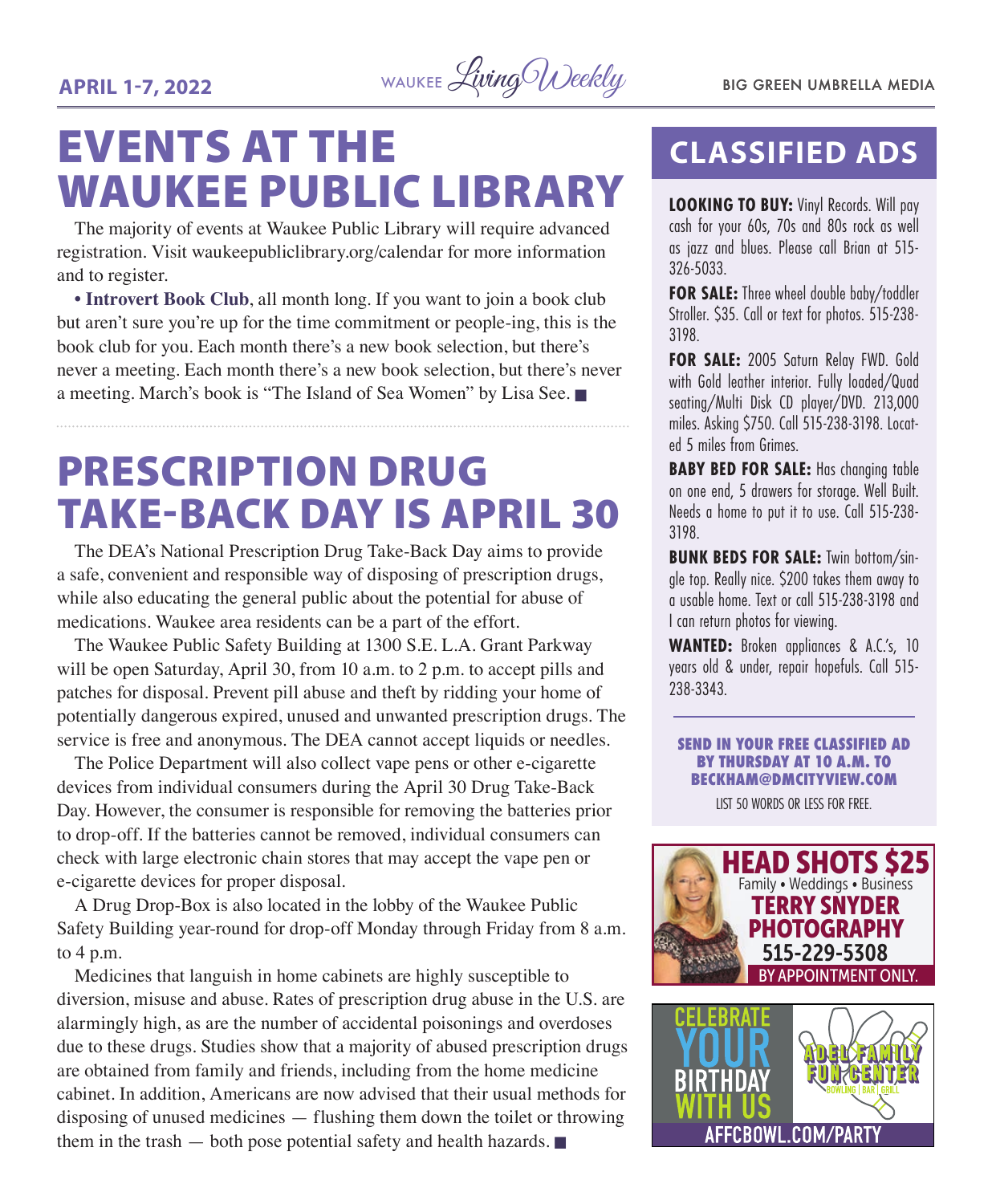# EVENTS AT THE WAUKEE PUBLIC LIBRARY

The majority of events at Waukee Public Library will require advanced registration. Visit waukeepubliclibrary.org/calendar for more information and to register.

• **Introvert Book Club**, all month long. If you want to join a book club but aren't sure you're up for the time commitment or people-ing, this is the book club for you. Each month there's a new book selection, but there's never a meeting. Each month there's a new book selection, but there's never a meeting. March's book is "The Island of Sea Women" by Lisa See. ■

# PRESCRIPTION DRUG TAKE-BACK DAY IS APRIL 30

The DEA's National Prescription Drug Take-Back Day aims to provide a safe, convenient and responsible way of disposing of prescription drugs, while also educating the general public about the potential for abuse of medications. Waukee area residents can be a part of the effort.

The Waukee Public Safety Building at 1300 S.E. L.A. Grant Parkway will be open Saturday, April 30, from 10 a.m. to 2 p.m. to accept pills and patches for disposal. Prevent pill abuse and theft by ridding your home of potentially dangerous expired, unused and unwanted prescription drugs. The service is free and anonymous. The DEA cannot accept liquids or needles.

The Police Department will also collect vape pens or other e-cigarette devices from individual consumers during the April 30 Drug Take-Back Day. However, the consumer is responsible for removing the batteries prior to drop-off. If the batteries cannot be removed, individual consumers can check with large electronic chain stores that may accept the vape pen or e-cigarette devices for proper disposal.

A Drug Drop-Box is also located in the lobby of the Waukee Public Safety Building year-round for drop-off Monday through Friday from 8 a.m. to 4 p.m.

Medicines that languish in home cabinets are highly susceptible to diversion, misuse and abuse. Rates of prescription drug abuse in the U.S. are alarmingly high, as are the number of accidental poisonings and overdoses due to these drugs. Studies show that a majority of abused prescription drugs are obtained from family and friends, including from the home medicine cabinet. In addition, Americans are now advised that their usual methods for disposing of unused medicines — flushing them down the toilet or throwing them in the trash — both pose potential safety and health hazards. ■

# CLASSIFIED ADS

**LOOKING TO BUY:** Vinyl Records. Will pay cash for your 60s, 70s and 80s rock as well as jazz and blues. Please call Brian at 515-326-5033.

**FOR SALE:** Three wheel double baby/toddler Stroller. $35. Call or text for photos. 515-238-3198.

**FOR SALE:** 2005 Saturn Relay FWD. Gold with Gold leather interior. Fully loaded/Quad seating/Multi Disk CD player/DVD. 213,000 miles. Asking $750. Call 515-238-3198. Located 5 miles from Grimes.

**BABY BED FOR SALE:** Has changing table on one end, 5 drawers for storage. Well Built. Needs a home to put it to use. Call 515-238-3198.

**BUNK BEDS FOR SALE:** Twin bottom/single top. Really nice. $200 takes them away to a usable home. Text or call 515-238-3198 and I can return photos for viewing.

**WANTED:** Broken appliances & A.C.'s, 10 years old & under, repair hopefuls. Call 515-238-3343.

**SEND IN YOUR FREE CLASSIFIED AD BY THURSDAY AT 10 A.M. TO BECKHAM@DMCITYVIEW.COM**

LIST 50 WORDS OR LESS FOR FREE.

**HEAD SHOTS $25**
Family • Weddings • Business
**TERRY SNYDER PHOTOGRAPHY**
515-229-5308
BY APPOINTMENT ONLY.

CELEBRATE YOUR BIRTHDAY WITH US
ADEL FAMILY FUN CENTER
BOWLING | BAR | GRILL
AFFCBOWL.COM/PARTY